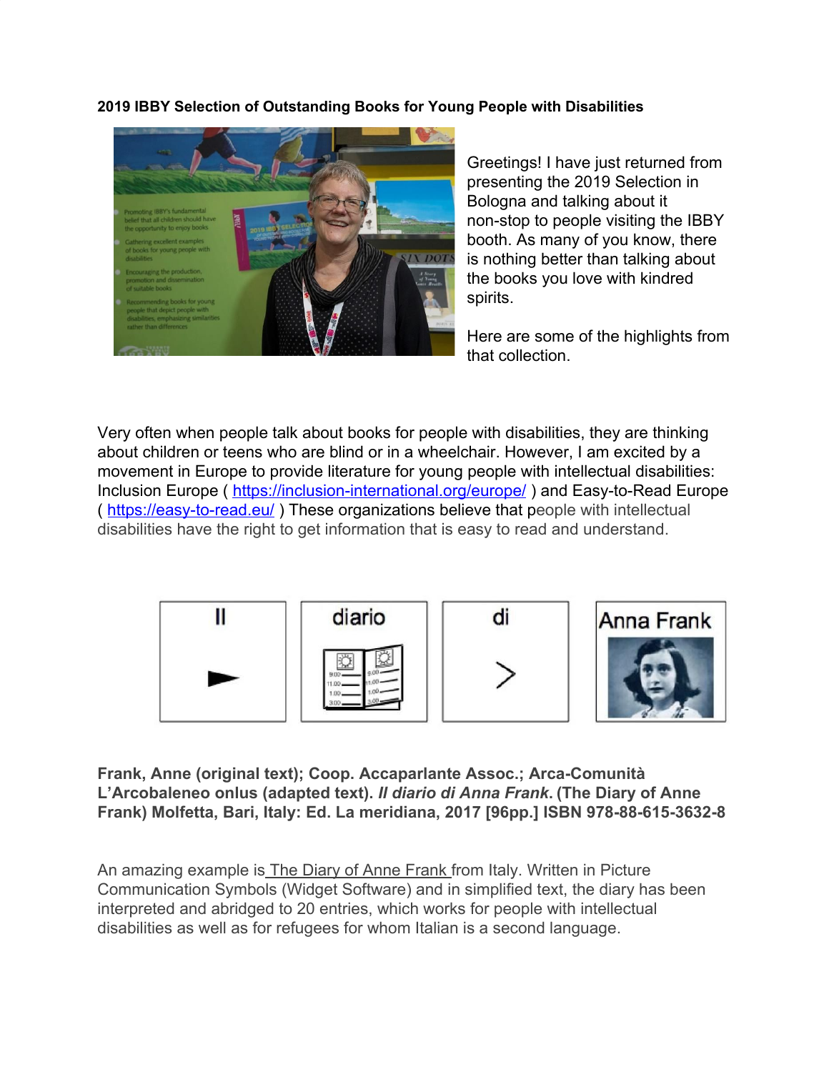**2019 IBBY Selection of Outstanding Books for Young People with Disabilities**

Greetings! I have just returned from presenting the 2019 Selection in Bologna and talking about it non-stop to people visiting the IBBY booth. As many of you know, there is nothing better than talking about the books you love with kindred spirits.

Here are some of the highlights from that collection.

Very often when people talk about books for people with disabilities, they are thinking about children or teens who are blind or in a wheelchair. However, I am excited by a movement in Europe to provide literature for young people with intellectual disabilities: Inclusion Europe ( https://inclusion-international.org/europe/ ) and Easy-to-Read Europe ( https://easy-to-read.eu/ ) These organizations believe that people with intellectual disabilities have the right to get information that is easy to read and understand.

**Frank, Anne (original text); Coop. Accaparlante Assoc.; Arca-Comunità L'Arcobaleneo onlus (adapted text). *Il diario di Anna Frank*. (The Diary of Anne Frank) Molfetta, Bari, Italy: Ed. La meridiana, 2017 [96pp.] ISBN 978-88-615-3632-8**

An amazing example is The Diary of Anne Frank from Italy. Written in Picture Communication Symbols (Widget Software) and in simplified text, the diary has been interpreted and abridged to 20 entries, which works for people with intellectual disabilities as well as for refugees for whom Italian is a second language.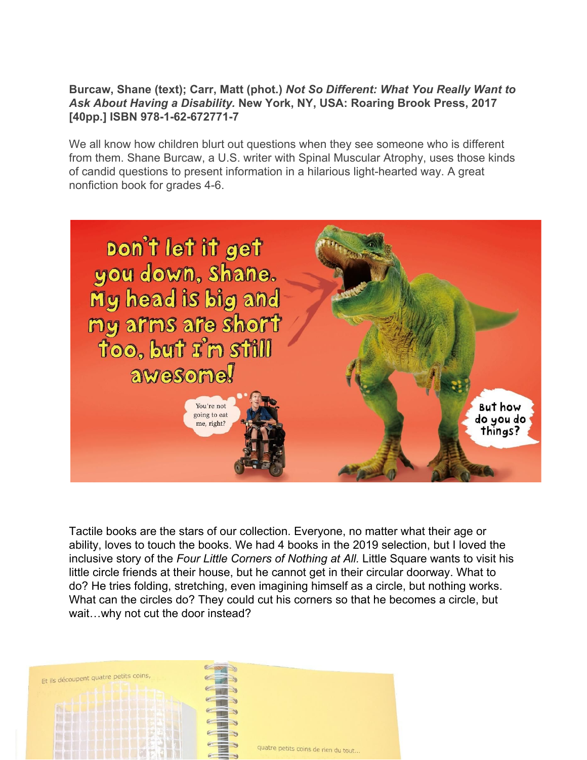**Burcaw, Shane (text); Carr, Matt (phot.)** ***Not So Different: What You Really Want to Ask About Having a Disability.*** **New York, NY, USA: Roaring Brook Press, 2017 [40pp.] ISBN 978-1-62-672771-7**

We all know how children blurt out questions when they see someone who is different from them. Shane Burcaw, a U.S. writer with Spinal Muscular Atrophy, uses those kinds of candid questions to present information in a hilarious light-hearted way. A great nonfiction book for grades 4-6.

Tactile books are the stars of our collection. Everyone, no matter what their age or ability, loves to touch the books. We had 4 books in the 2019 selection, but I loved the inclusive story of the *Four Little Corners of Nothing at All.* Little Square wants to visit his little circle friends at their house, but he cannot get in their circular doorway. What to do? He tries folding, stretching, even imagining himself as a circle, but nothing works. What can the circles do? They could cut his corners so that he becomes a circle, but wait…why not cut the door instead?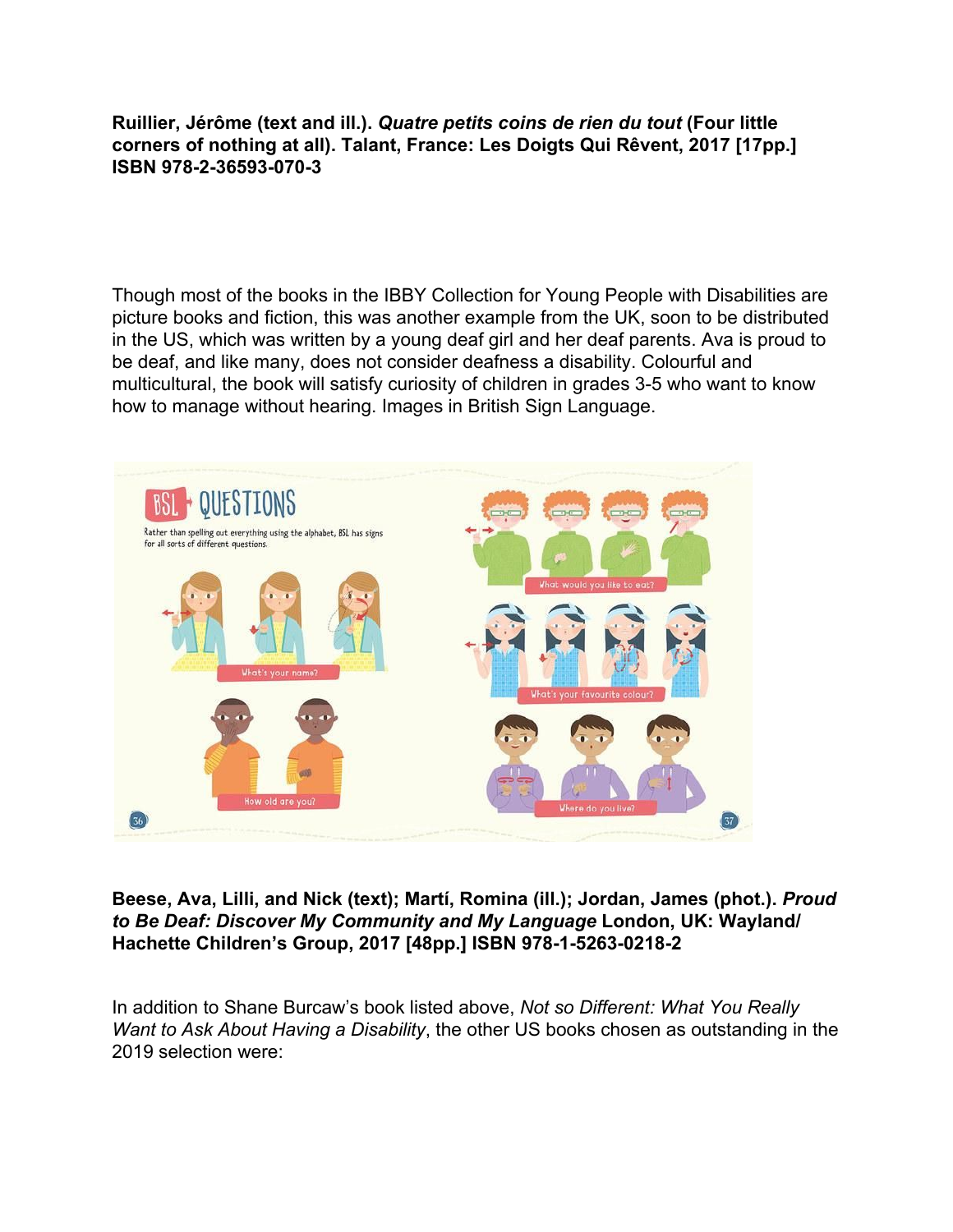**Ruillier, Jérôme (text and ill.). *Quatre petits coins de rien du tout* (Four little corners of nothing at all). Talant, France: Les Doigts Qui Rêvent, 2017 [17pp.] ISBN 978-2-36593-070-3**

Though most of the books in the IBBY Collection for Young People with Disabilities are picture books and fiction, this was another example from the UK, soon to be distributed in the US, which was written by a young deaf girl and her deaf parents. Ava is proud to be deaf, and like many, does not consider deafness a disability. Colourful and multicultural, the book will satisfy curiosity of children in grades 3-5 who want to know how to manage without hearing. Images in British Sign Language.

**Beese, Ava, Lilli, and Nick (text); Martí, Romina (ill.); Jordan, James (phot.). *Proud to Be Deaf: Discover My Community and My Language* London, UK: Wayland/ Hachette Children's Group, 2017 [48pp.] ISBN 978-1-5263-0218-2**

In addition to Shane Burcaw's book listed above, *Not so Different: What You Really Want to Ask About Having a Disability*, the other US books chosen as outstanding in the 2019 selection were: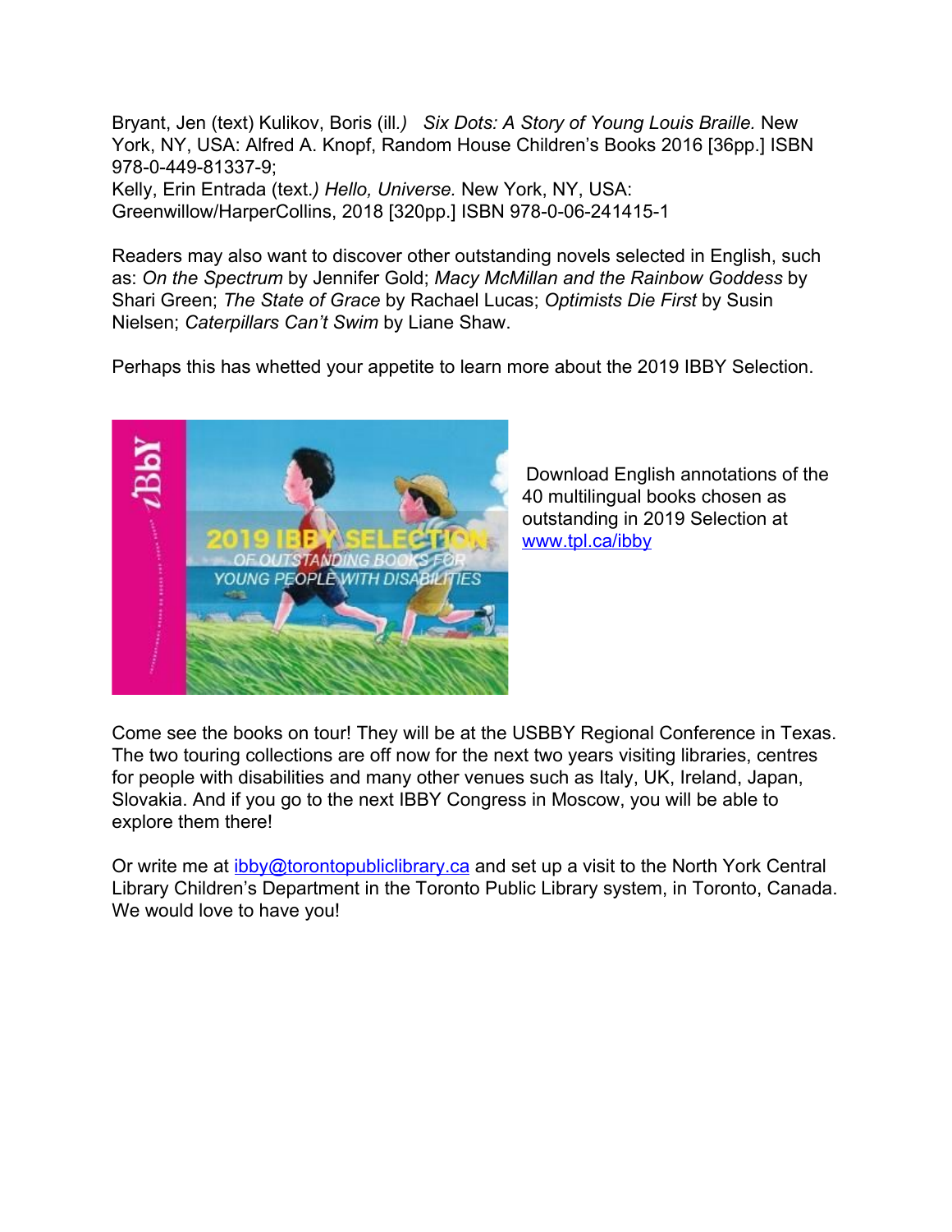Bryant, Jen (text) Kulikov, Boris (ill.) *Six Dots: A Story of Young Louis Braille.* New York, NY, USA: Alfred A. Knopf, Random House Children's Books 2016 [36pp.] ISBN 978-0-449-81337-9;
Kelly, Erin Entrada (text.) *Hello, Universe.* New York, NY, USA: Greenwillow/HarperCollins, 2018 [320pp.] ISBN 978-0-06-241415-1

Readers may also want to discover other outstanding novels selected in English, such as: *On the Spectrum* by Jennifer Gold; *Macy McMillan and the Rainbow Goddess* by Shari Green; *The State of Grace* by Rachael Lucas; *Optimists Die First* by Susin Nielsen; *Caterpillars Can't Swim* by Liane Shaw.

Perhaps this has whetted your appetite to learn more about the 2019 IBBY Selection.

Download English annotations of the 40 multilingual books chosen as outstanding in 2019 Selection at [www.tpl.ca/ibby](http://www.tpl.ca/ibby)

Come see the books on tour! They will be at the USBBY Regional Conference in Texas. The two touring collections are off now for the next two years visiting libraries, centres for people with disabilities and many other venues such as Italy, UK, Ireland, Japan, Slovakia. And if you go to the next IBBY Congress in Moscow, you will be able to explore them there!

Or write me at [ibby@torontopubliclibrary.ca](mailto:ibby@torontopubliclibrary.ca) and set up a visit to the North York Central Library Children's Department in the Toronto Public Library system, in Toronto, Canada. We would love to have you!